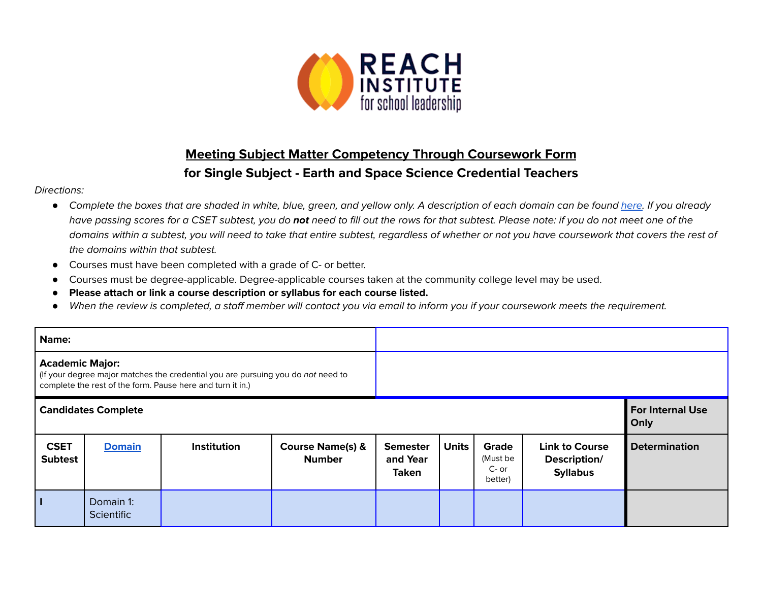## Meeting Subject Matter Competency Through Coursework Form

### for Single Subject - Earth and Space Science Credential Teachers

*Directions:*

- *Complete the boxes that are shaded in white, blue, green, and yellow only. A description of each domain can be found [here](). If you already have passing scores for a CSET subtest, you do **not** need to fill out the rows for that subtest. Please note: if you do not meet one of the domains within a subtest, you will need to take that entire subtest, regardless of whether or not you have coursework that covers the rest of the domains within that subtest.*
- Courses must have been completed with a grade of C- or better.
- Courses must be degree-applicable. Degree-applicable courses taken at the community college level may be used.
- **Please attach or link a course description or syllabus for each course listed.**
- *When the review is completed, a staff member will contact you via email to inform you if your coursework meets the requirement.*

| **Name:** | |
|---|---|
| **Academic Major:** (If your degree major matches the credential you are pursuing you do *not* need to complete the rest of the form. Pause here and turn it in.) | |

| **Candidates Complete** | | | | | | | | **For Internal Use Only** |
|---|---|---|---|---|---|---|---|---|
| **CSET Subtest** | **[Domain]()** | **Institution** | **Course Name(s) & Number** | **Semester and Year Taken** | **Units** | **Grade** (Must be C- or better) | **Link to Course Description/ Syllabus** | **Determination** |
| **I** | Domain 1: Scientific | | | | | | | |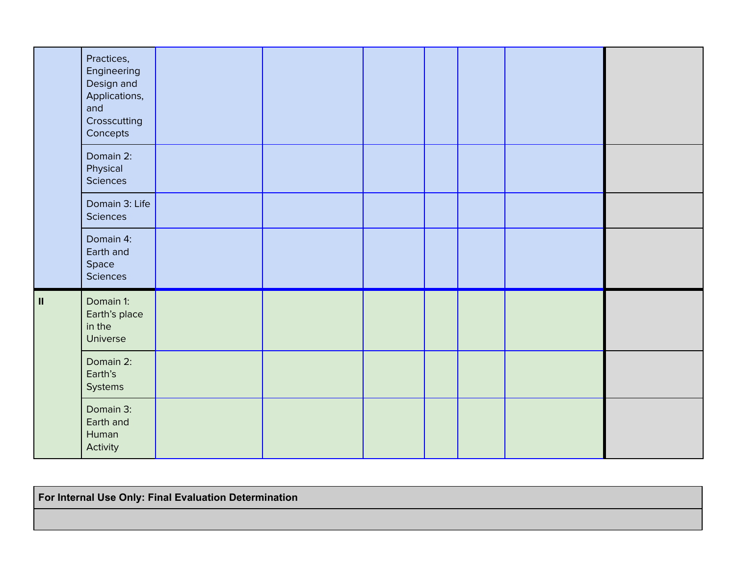| | | | | | | | | |
|---|---|---|---|---|---|---|---|---|
| | Practices, Engineering Design and Applications, and Crosscutting Concepts | | | | | | | |
| | Domain 2: Physical Sciences | | | | | | | |
| | Domain 3: Life Sciences | | | | | | | |
| | Domain 4: Earth and Space Sciences | | | | | | | |
| **II** | Domain 1: Earth's place in the Universe | | | | | | | |
| | Domain 2: Earth's Systems | | | | | | | |
| | Domain 3: Earth and Human Activity | | | | | | | |

| **For Internal Use Only: Final Evaluation Determination** |
|---|
| |